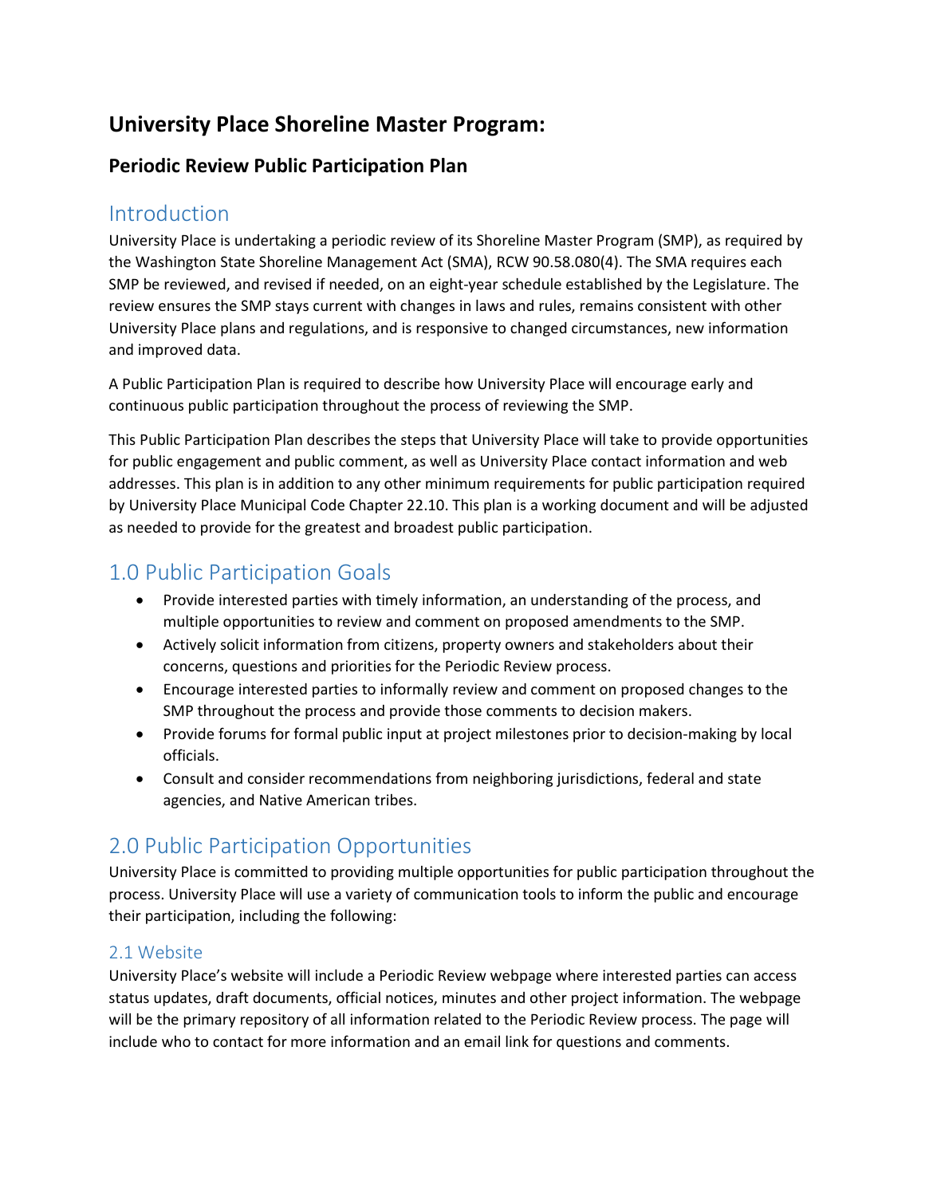# University Place Shoreline Master Program:

## Periodic Review Public Participation Plan

## Introduction

University Place is undertaking a periodic review of its Shoreline Master Program (SMP), as required by the Washington State Shoreline Management Act (SMA), RCW 90.58.080(4). The SMA requires each SMP be reviewed, and revised if needed, on an eight-year schedule established by the Legislature. The review ensures the SMP stays current with changes in laws and rules, remains consistent with other University Place plans and regulations, and is responsive to changed circumstances, new information and improved data.

A Public Participation Plan is required to describe how University Place will encourage early and continuous public participation throughout the process of reviewing the SMP.

This Public Participation Plan describes the steps that University Place will take to provide opportunities for public engagement and public comment, as well as University Place contact information and web addresses. This plan is in addition to any other minimum requirements for public participation required by University Place Municipal Code Chapter 22.10. This plan is a working document and will be adjusted as needed to provide for the greatest and broadest public participation.

## 1.0 Public Participation Goals

- Provide interested parties with timely information, an understanding of the process, and multiple opportunities to review and comment on proposed amendments to the SMP.
- Actively solicit information from citizens, property owners and stakeholders about their concerns, questions and priorities for the Periodic Review process.
- Encourage interested parties to informally review and comment on proposed changes to the SMP throughout the process and provide those comments to decision makers.
- Provide forums for formal public input at project milestones prior to decision-making by local officials.
- Consult and consider recommendations from neighboring jurisdictions, federal and state agencies, and Native American tribes.

## 2.0 Public Participation Opportunities

University Place is committed to providing multiple opportunities for public participation throughout the process. University Place will use a variety of communication tools to inform the public and encourage their participation, including the following:

### 2.1 Website

University Place's website will include a Periodic Review webpage where interested parties can access status updates, draft documents, official notices, minutes and other project information. The webpage will be the primary repository of all information related to the Periodic Review process. The page will include who to contact for more information and an email link for questions and comments.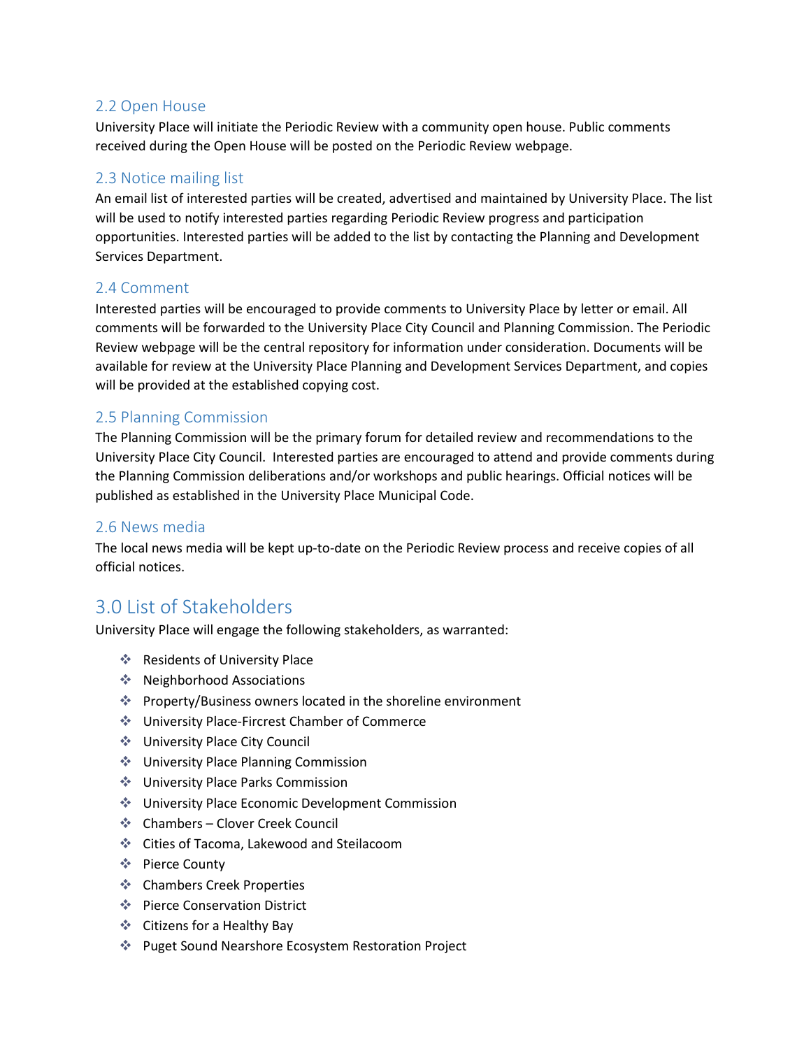### 2.2 Open House

University Place will initiate the Periodic Review with a community open house. Public comments received during the Open House will be posted on the Periodic Review webpage.

### 2.3 Notice mailing list

An email list of interested parties will be created, advertised and maintained by University Place. The list will be used to notify interested parties regarding Periodic Review progress and participation opportunities. Interested parties will be added to the list by contacting the Planning and Development Services Department.

### 2.4 Comment

Interested parties will be encouraged to provide comments to University Place by letter or email. All comments will be forwarded to the University Place City Council and Planning Commission. The Periodic Review webpage will be the central repository for information under consideration. Documents will be available for review at the University Place Planning and Development Services Department, and copies will be provided at the established copying cost.

### 2.5 Planning Commission

The Planning Commission will be the primary forum for detailed review and recommendations to the University Place City Council. Interested parties are encouraged to attend and provide comments during the Planning Commission deliberations and/or workshops and public hearings. Official notices will be published as established in the University Place Municipal Code.

### 2.6 News media

The local news media will be kept up-to-date on the Periodic Review process and receive copies of all official notices.

## 3.0 List of Stakeholders

University Place will engage the following stakeholders, as warranted:

- Residents of University Place
- Neighborhood Associations
- Property/Business owners located in the shoreline environment
- University Place-Fircrest Chamber of Commerce
- University Place City Council
- University Place Planning Commission
- University Place Parks Commission
- University Place Economic Development Commission
- Chambers – Clover Creek Council
- Cities of Tacoma, Lakewood and Steilacoom
- Pierce County
- Chambers Creek Properties
- Pierce Conservation District
- Citizens for a Healthy Bay
- Puget Sound Nearshore Ecosystem Restoration Project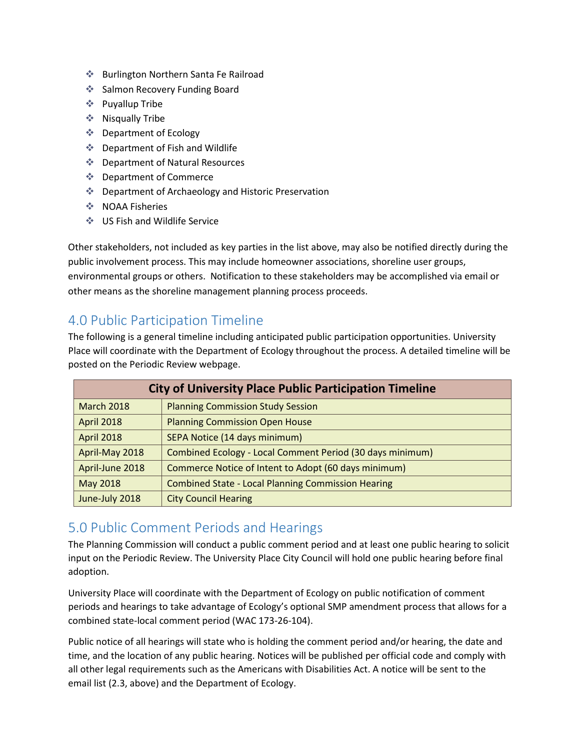- Burlington Northern Santa Fe Railroad
- Salmon Recovery Funding Board
- Puyallup Tribe
- Nisqually Tribe
- Department of Ecology
- Department of Fish and Wildlife
- Department of Natural Resources
- Department of Commerce
- Department of Archaeology and Historic Preservation
- NOAA Fisheries
- US Fish and Wildlife Service

Other stakeholders, not included as key parties in the list above, may also be notified directly during the public involvement process. This may include homeowner associations, shoreline user groups, environmental groups or others. Notification to these stakeholders may be accomplished via email or other means as the shoreline management planning process proceeds.

## 4.0 Public Participation Timeline

The following is a general timeline including anticipated public participation opportunities. University Place will coordinate with the Department of Ecology throughout the process. A detailed timeline will be posted on the Periodic Review webpage.

| City of University Place Public Participation Timeline | |
|---|---|
| March 2018 | Planning Commission Study Session |
| April 2018 | Planning Commission Open House |
| April 2018 | SEPA Notice (14 days minimum) |
| April-May 2018 | Combined Ecology - Local Comment Period (30 days minimum) |
| April-June 2018 | Commerce Notice of Intent to Adopt (60 days minimum) |
| May 2018 | Combined State - Local Planning Commission Hearing |
| June-July 2018 | City Council Hearing |

## 5.0 Public Comment Periods and Hearings

The Planning Commission will conduct a public comment period and at least one public hearing to solicit input on the Periodic Review. The University Place City Council will hold one public hearing before final adoption.

University Place will coordinate with the Department of Ecology on public notification of comment periods and hearings to take advantage of Ecology's optional SMP amendment process that allows for a combined state-local comment period (WAC 173-26-104).

Public notice of all hearings will state who is holding the comment period and/or hearing, the date and time, and the location of any public hearing. Notices will be published per official code and comply with all other legal requirements such as the Americans with Disabilities Act. A notice will be sent to the email list (2.3, above) and the Department of Ecology.